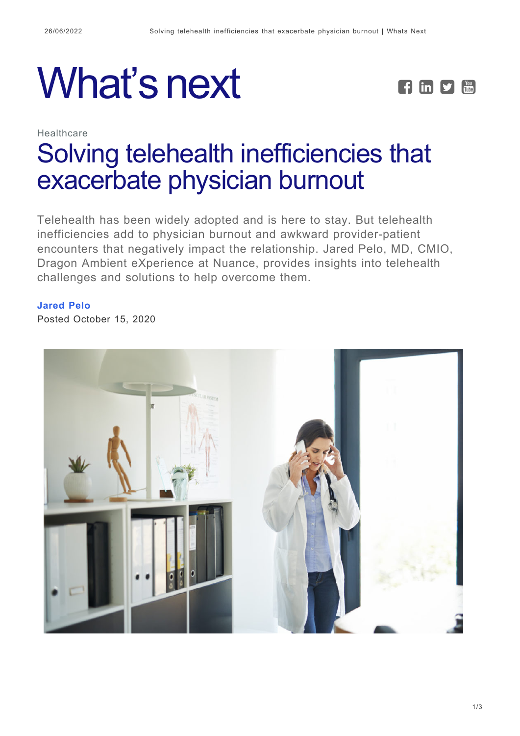# What's next

Healthcare

## Solving telehealth inefficiencies that exacerbate physician burnout

Telehealth has been widely adopted and is here to stay. But telehealth inefficiencies add to physician burnout and awkward provider-patient encounters that negatively impact the relationship. Jared Pelo, MD, CMIO, Dragon Ambient eXperience at Nuance, provides insights into telehealth challenges and solutions to help overcome them.

**Jared Pelo**
Posted October 15, 2020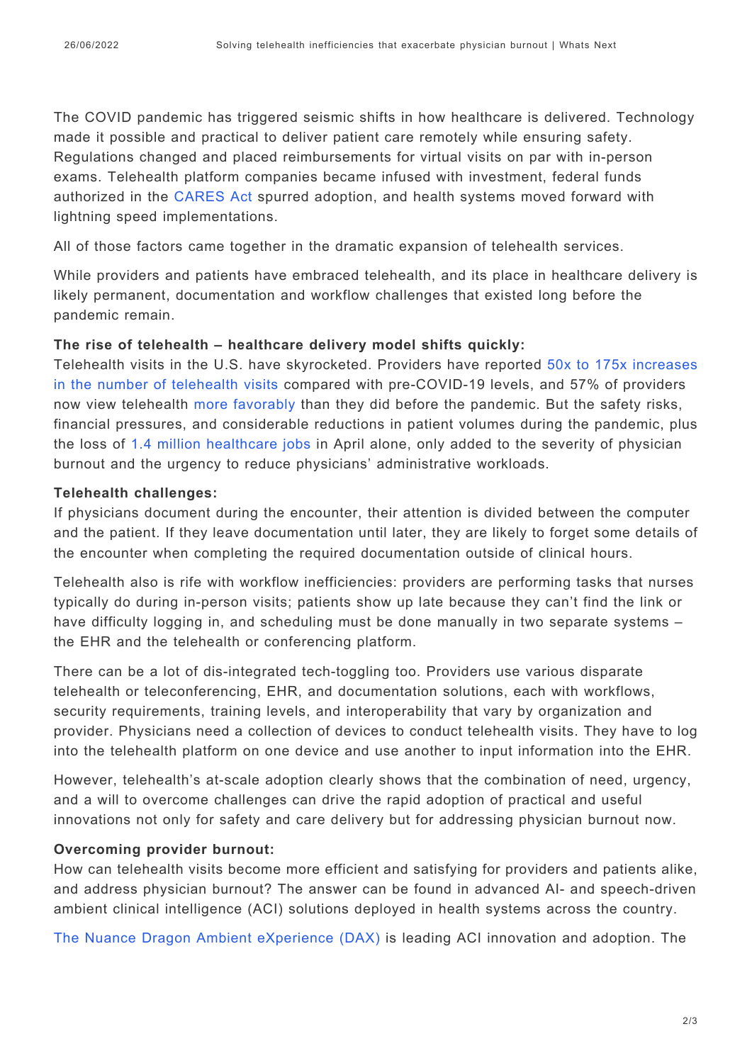The COVID pandemic has triggered seismic shifts in how healthcare is delivered. Technology made it possible and practical to deliver patient care remotely while ensuring safety. Regulations changed and placed reimbursements for virtual visits on par with in-person exams. Telehealth platform companies became infused with investment, federal funds authorized in the CARES Act spurred adoption, and health systems moved forward with lightning speed implementations.

All of those factors came together in the dramatic expansion of telehealth services.

While providers and patients have embraced telehealth, and its place in healthcare delivery is likely permanent, documentation and workflow challenges that existed long before the pandemic remain.

**The rise of telehealth – healthcare delivery model shifts quickly:**
Telehealth visits in the U.S. have skyrocketed. Providers have reported 50x to 175x increases in the number of telehealth visits compared with pre-COVID-19 levels, and 57% of providers now view telehealth more favorably than they did before the pandemic. But the safety risks, financial pressures, and considerable reductions in patient volumes during the pandemic, plus the loss of 1.4 million healthcare jobs in April alone, only added to the severity of physician burnout and the urgency to reduce physicians' administrative workloads.

**Telehealth challenges:**
If physicians document during the encounter, their attention is divided between the computer and the patient. If they leave documentation until later, they are likely to forget some details of the encounter when completing the required documentation outside of clinical hours.

Telehealth also is rife with workflow inefficiencies: providers are performing tasks that nurses typically do during in-person visits; patients show up late because they can't find the link or have difficulty logging in, and scheduling must be done manually in two separate systems – the EHR and the telehealth or conferencing platform.

There can be a lot of dis-integrated tech-toggling too. Providers use various disparate telehealth or teleconferencing, EHR, and documentation solutions, each with workflows, security requirements, training levels, and interoperability that vary by organization and provider. Physicians need a collection of devices to conduct telehealth visits. They have to log into the telehealth platform on one device and use another to input information into the EHR.

However, telehealth's at-scale adoption clearly shows that the combination of need, urgency, and a will to overcome challenges can drive the rapid adoption of practical and useful innovations not only for safety and care delivery but for addressing physician burnout now.

**Overcoming provider burnout:**
How can telehealth visits become more efficient and satisfying for providers and patients alike, and address physician burnout? The answer can be found in advanced AI- and speech-driven ambient clinical intelligence (ACI) solutions deployed in health systems across the country.

The Nuance Dragon Ambient eXperience (DAX) is leading ACI innovation and adoption. The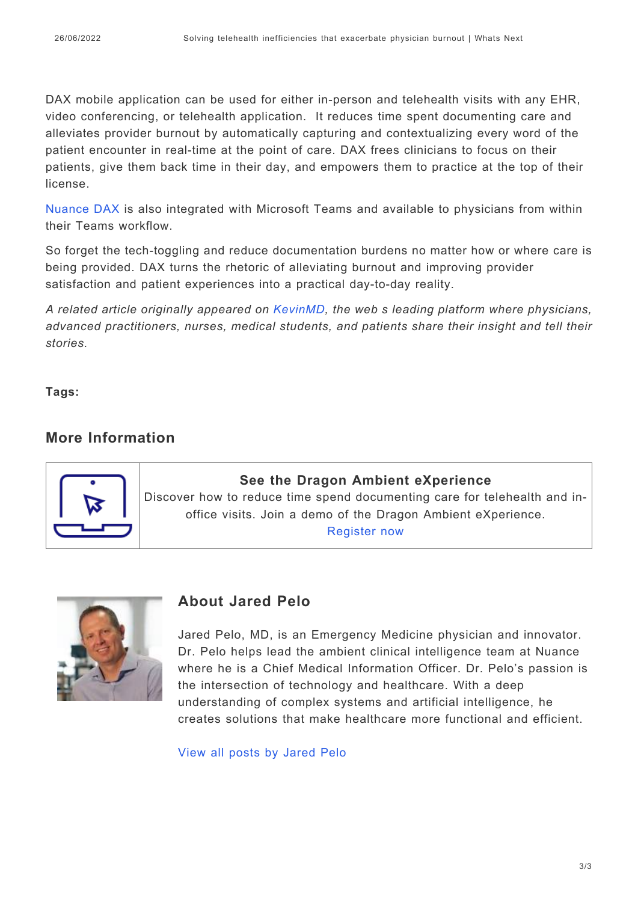DAX mobile application can be used for either in-person and telehealth visits with any EHR, video conferencing, or telehealth application.  It reduces time spent documenting care and alleviates provider burnout by automatically capturing and contextualizing every word of the patient encounter in real-time at the point of care. DAX frees clinicians to focus on their patients, give them back time in their day, and empowers them to practice at the top of their license.

Nuance DAX is also integrated with Microsoft Teams and available to physicians from within their Teams workflow.

So forget the tech-toggling and reduce documentation burdens no matter how or where care is being provided. DAX turns the rhetoric of alleviating burnout and improving provider satisfaction and patient experiences into a practical day-to-day reality.

*A related article originally appeared on KevinMD, the web s leading platform where physicians, advanced practitioners, nurses, medical students, and patients share their insight and tell their stories.*

**Tags:**

## More Information

**See the Dragon Ambient eXperience**

Discover how to reduce time spend documenting care for telehealth and in-office visits. Join a demo of the Dragon Ambient eXperience.

Register now

## About Jared Pelo

Jared Pelo, MD, is an Emergency Medicine physician and innovator. Dr. Pelo helps lead the ambient clinical intelligence team at Nuance where he is a Chief Medical Information Officer. Dr. Pelo's passion is the intersection of technology and healthcare. With a deep understanding of complex systems and artificial intelligence, he creates solutions that make healthcare more functional and efficient.

View all posts by Jared Pelo